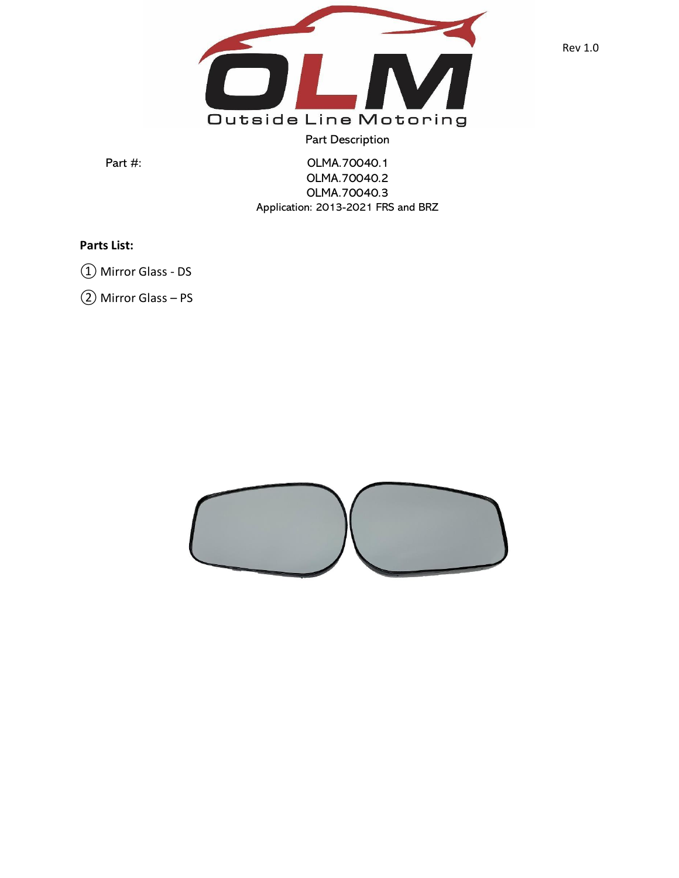Outside Line Motoring

Rev 1.0

Part Description

Part #: OLMA.70040.1
OLMA.70040.2
OLMA.70040.3

Application: 2013-2021 FRS and BRZ

**Parts List:**

① Mirror Glass - DS

② Mirror Glass – PS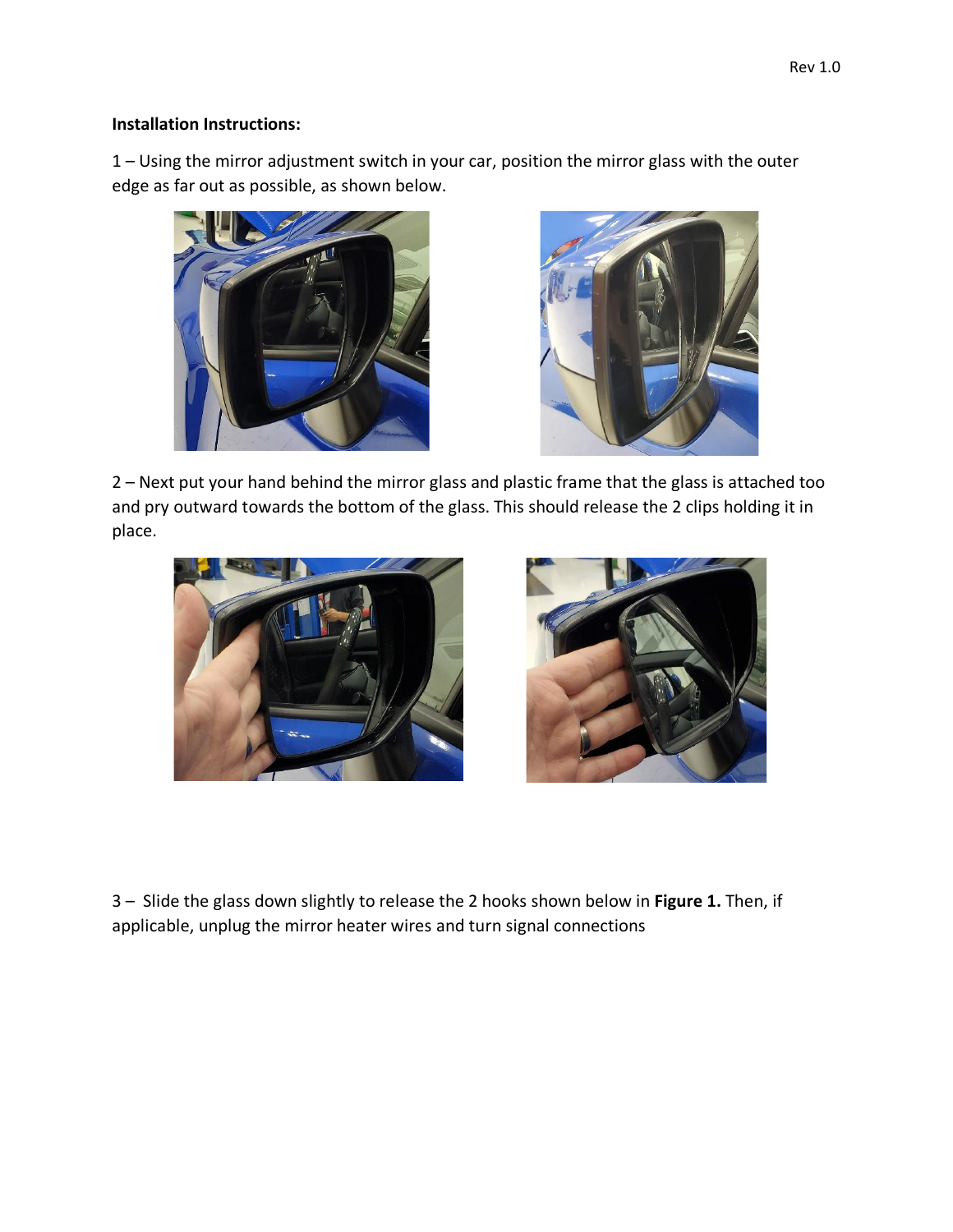**Installation Instructions:**

1 – Using the mirror adjustment switch in your car, position the mirror glass with the outer edge as far out as possible, as shown below.

2 – Next put your hand behind the mirror glass and plastic frame that the glass is attached too and pry outward towards the bottom of the glass. This should release the 2 clips holding it in place.

3 – Slide the glass down slightly to release the 2 hooks shown below in **Figure 1.** Then, if applicable, unplug the mirror heater wires and turn signal connections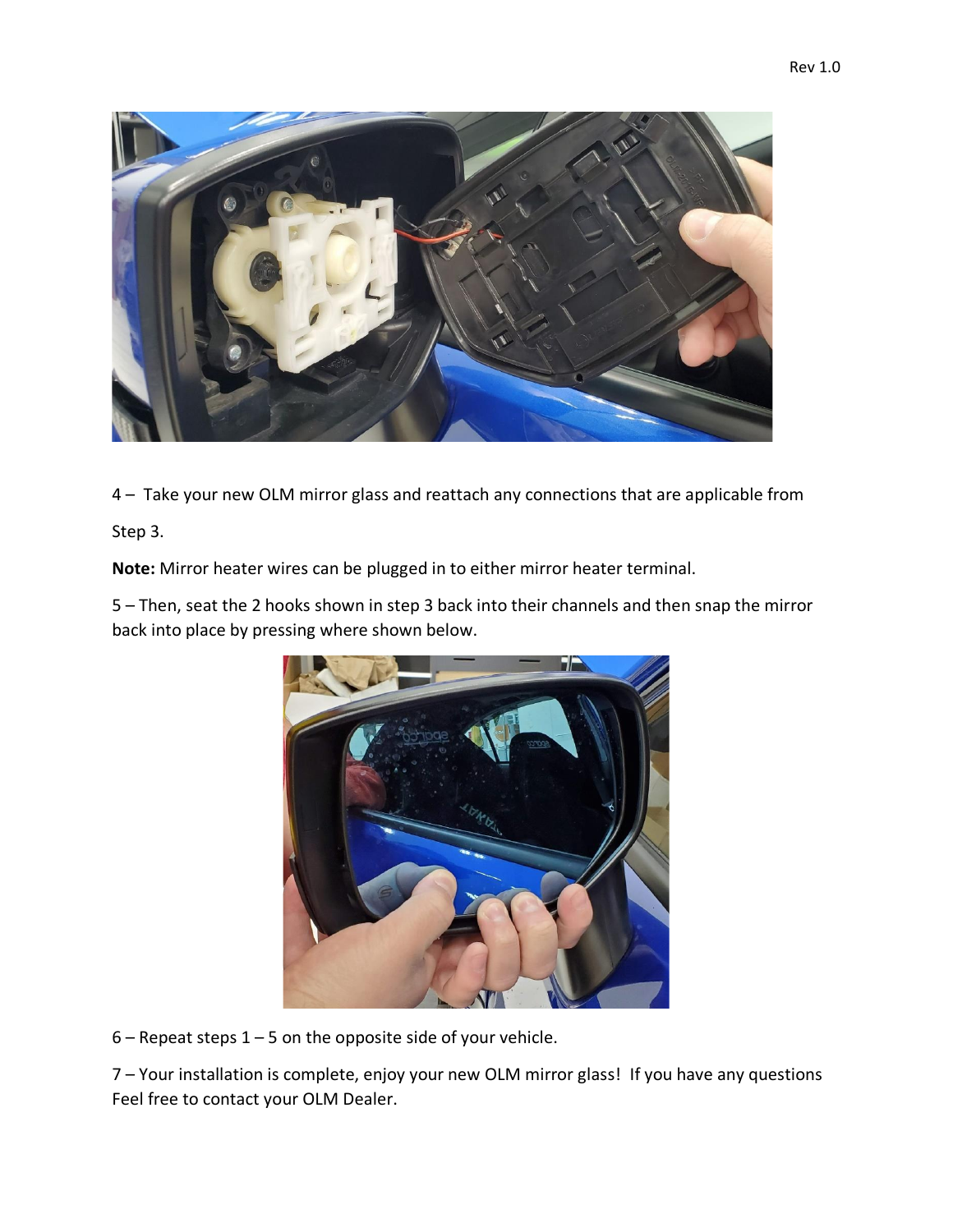4 – Take your new OLM mirror glass and reattach any connections that are applicable from Step 3.

**Note:** Mirror heater wires can be plugged in to either mirror heater terminal.

5 – Then, seat the 2 hooks shown in step 3 back into their channels and then snap the mirror back into place by pressing where shown below.

6 – Repeat steps 1 – 5 on the opposite side of your vehicle.

7 – Your installation is complete, enjoy your new OLM mirror glass! If you have any questions Feel free to contact your OLM Dealer.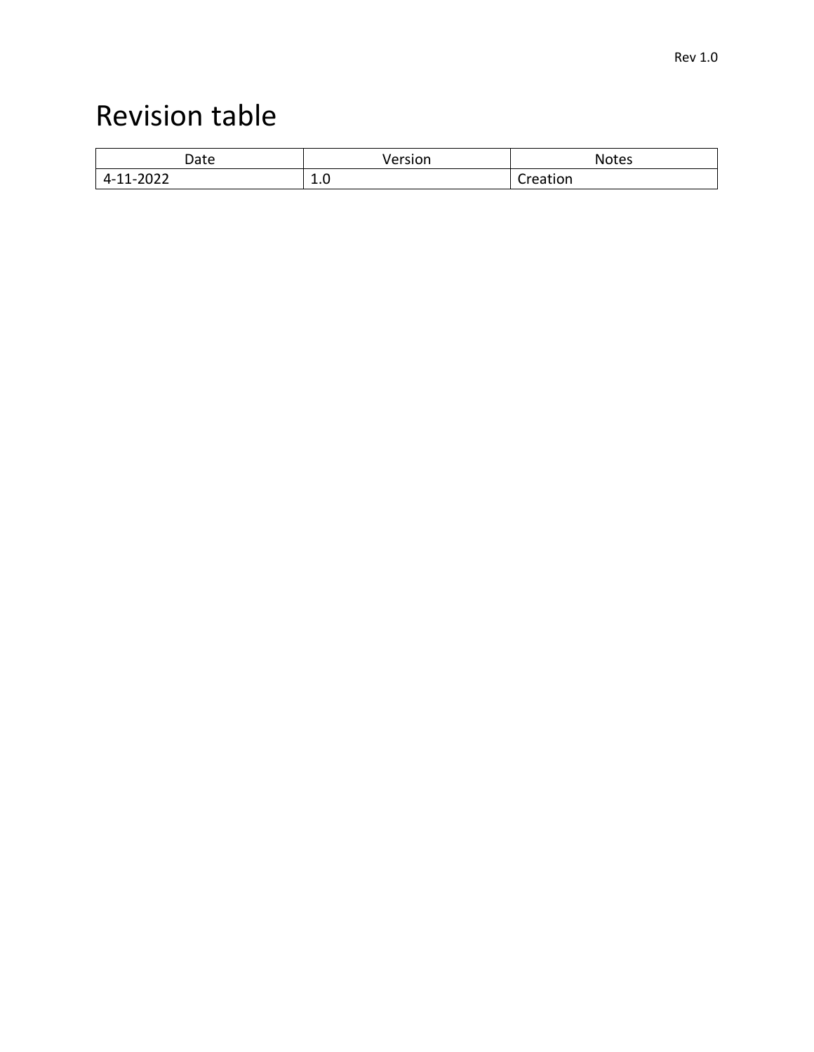# Revision table

| Date | Version | Notes |
| --- | --- | --- |
| 4-11-2022 | 1.0 | Creation |